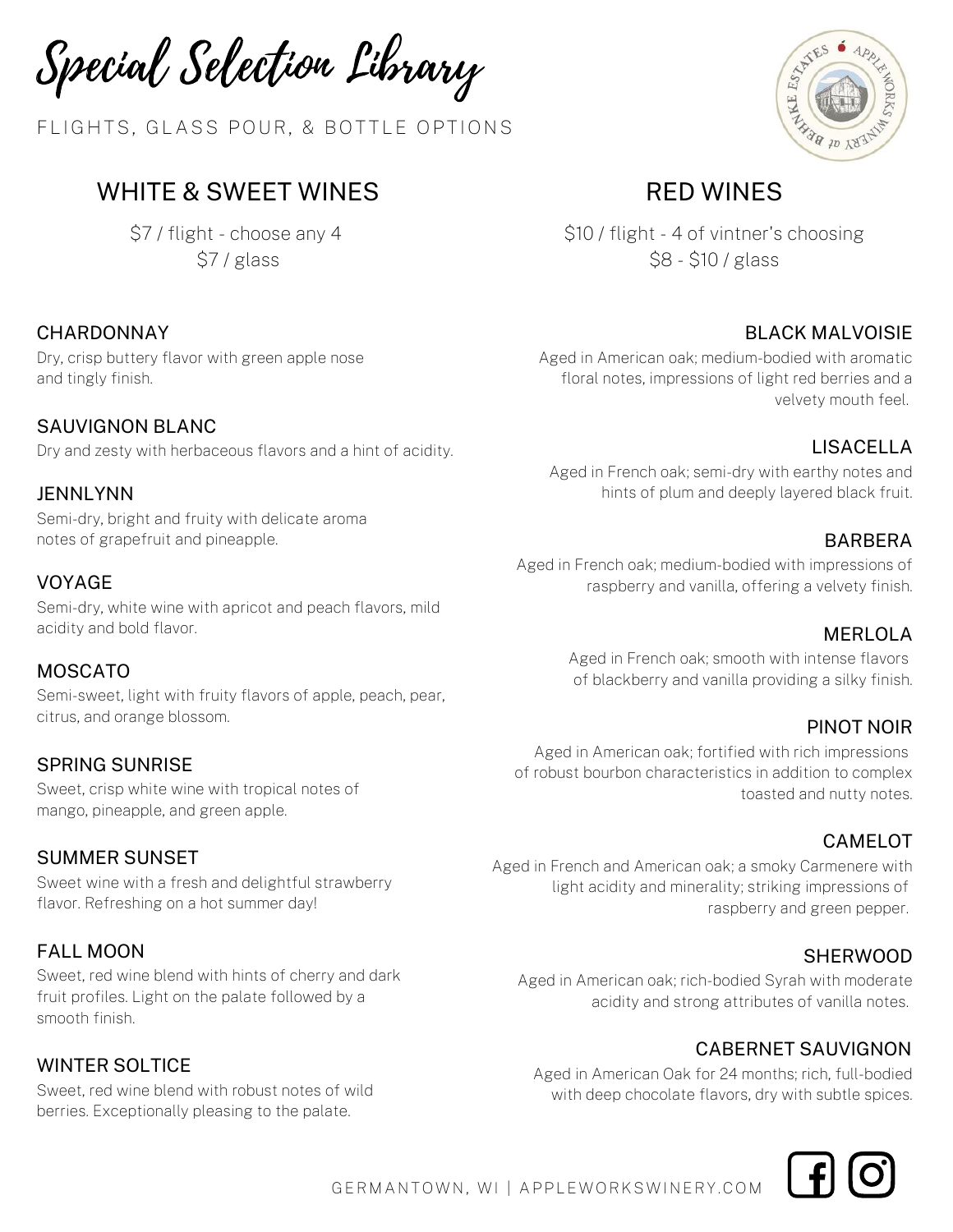# Special Selection Library

FLIGHTS, GLASS POUR, & BOTTLE OPTIONS

## WHITE & SWEET WINES

$7 / flight - choose any 4
$7 / glass

### CHARDONNAY

Dry, crisp buttery flavor with green apple nose and tingly finish.

### SAUVIGNON BLANC

Dry and zesty with herbaceous flavors and a hint of acidity.

### JENNLYNN

Semi-dry, bright and fruity with delicate aroma notes of grapefruit and pineapple.

### VOYAGE

Semi-dry, white wine with apricot and peach flavors, mild acidity and bold flavor.

### MOSCATO

Semi-sweet, light with fruity flavors of apple, peach, pear, citrus, and orange blossom.

### SPRING SUNRISE

Sweet, crisp white wine with tropical notes of mango, pineapple, and green apple.

### SUMMER SUNSET

Sweet wine with a fresh and delightful strawberry flavor. Refreshing on a hot summer day!

### FALL MOON

Sweet, red wine blend with hints of cherry and dark fruit profiles. Light on the palate followed by a smooth finish.

### WINTER SOLTICE

Sweet, red wine blend with robust notes of wild berries. Exceptionally pleasing to the palate.

## RED WINES

$10 / flight - 4 of vintner's choosing
$8 - $10 / glass

### BLACK MALVOISIE

Aged in American oak; medium-bodied with aromatic floral notes, impressions of light red berries and a velvety mouth feel.

### LISACELLA

Aged in French oak; semi-dry with earthy notes and hints of plum and deeply layered black fruit.

### BARBERA

Aged in French oak; medium-bodied with impressions of raspberry and vanilla, offering a velvety finish.

### MERLOLA

Aged in French oak; smooth with intense flavors of blackberry and vanilla providing a silky finish.

### PINOT NOIR

Aged in American oak; fortified with rich impressions of robust bourbon characteristics in addition to complex toasted and nutty notes.

### CAMELOT

Aged in French and American oak; a smoky Carmenere with light acidity and minerality; striking impressions of raspberry and green pepper.

### SHERWOOD

Aged in American oak; rich-bodied Syrah with moderate acidity and strong attributes of vanilla notes.

### CABERNET SAUVIGNON

Aged in American Oak for 24 months; rich, full-bodied with deep chocolate flavors, dry with subtle spices.

GERMANTOWN, WI | APPLEWORKSWINERY.COM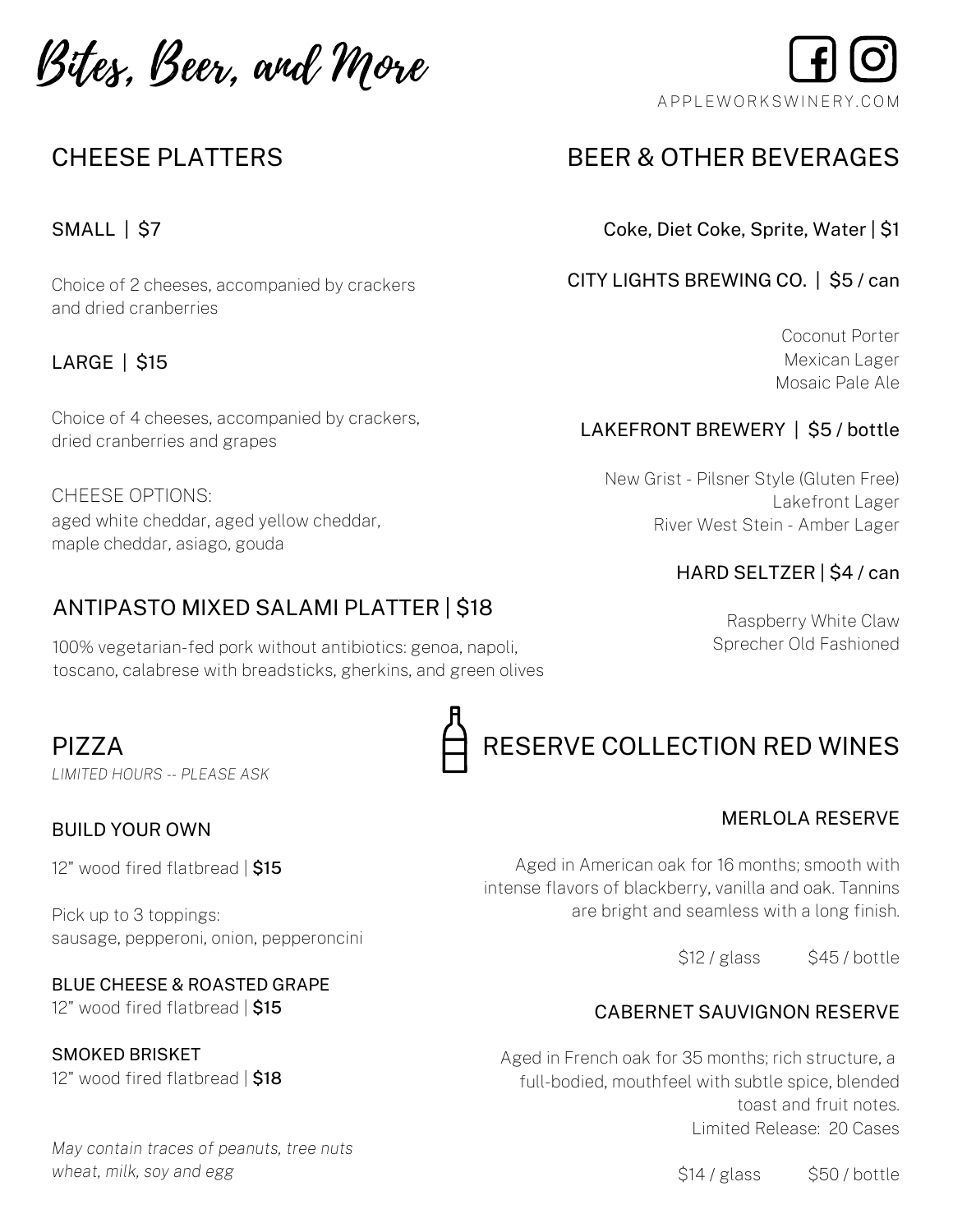# Bites, Beer, and More

APPLEWORKSWINERY.COM

## CHEESE PLATTERS

### SMALL | $7

Choice of 2 cheeses, accompanied by crackers and dried cranberries

### LARGE | $15

Choice of 4 cheeses, accompanied by crackers, dried cranberries and grapes

CHEESE OPTIONS:
aged white cheddar, aged yellow cheddar, maple cheddar, asiago, gouda

## ANTIPASTO MIXED SALAMI PLATTER | $18

100% vegetarian-fed pork without antibiotics: genoa, napoli, toscano, calabrese with breadsticks, gherkins, and green olives

## PIZZA

*LIMITED HOURS -- PLEASE ASK*

### BUILD YOUR OWN

12" wood fired flatbread | **$15**

Pick up to 3 toppings:
sausage, pepperoni, onion, pepperoncini

### BLUE CHEESE & ROASTED GRAPE

12" wood fired flatbread | **$15**

### SMOKED BRISKET

12" wood fired flatbread | **$18**

*May contain traces of peanuts, tree nuts wheat, milk, soy and egg*

## BEER & OTHER BEVERAGES

Coke, Diet Coke, Sprite, Water | $1

### CITY LIGHTS BREWING CO. | $5 / can

Coconut Porter
Mexican Lager
Mosaic Pale Ale

### LAKEFRONT BREWERY | $5 / bottle

New Grist - Pilsner Style (Gluten Free)
Lakefront Lager
River West Stein - Amber Lager

### HARD SELTZER | $4 / can

Raspberry White Claw
Sprecher Old Fashioned

## RESERVE COLLECTION RED WINES

### MERLOLA RESERVE

Aged in American oak for 16 months; smooth with intense flavors of blackberry, vanilla and oak. Tannins are bright and seamless with a long finish.

$12 / glass $45 / bottle

### CABERNET SAUVIGNON RESERVE

Aged in French oak for 35 months; rich structure, a full-bodied, mouthfeel with subtle spice, blended toast and fruit notes.
Limited Release: 20 Cases

$14 / glass $50 / bottle